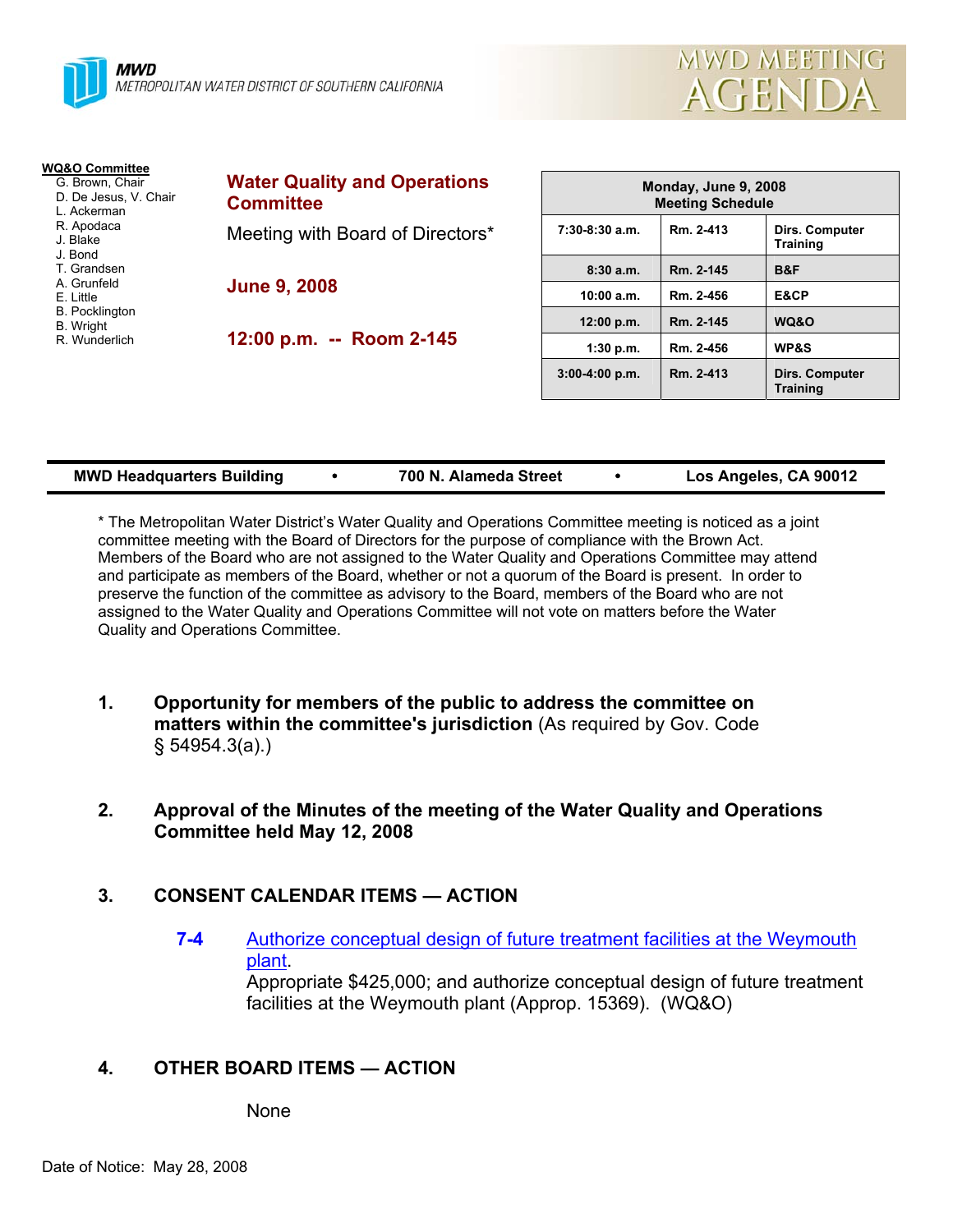**MWD**
METROPOLITAN WATER DISTRICT OF SOUTHERN CALIFORNIA

MWD MEETING AGENDA

**WQ&O Committee**
- G. Brown, Chair
- D. De Jesus, V. Chair
- L. Ackerman
- R. Apodaca
- J. Blake
- J. Bond
- T. Grandsen
- A. Grunfeld
- E. Little
- B. Pocklington
- B. Wright
- R. Wunderlich

## Water Quality and Operations Committee

Meeting with Board of Directors*

**June 9, 2008**

**12:00 p.m. -- Room 2-145**

| Monday, June 9, 2008 Meeting Schedule | | |
|---|---|---|
| 7:30-8:30 a.m. | Rm. 2-413 | Dirs. Computer Training |
| 8:30 a.m. | Rm. 2-145 | B&F |
| 10:00 a.m. | Rm. 2-456 | E&CP |
| 12:00 p.m. | Rm. 2-145 | WQ&O |
| 1:30 p.m. | Rm. 2-456 | WP&S |
| 3:00-4:00 p.m. | Rm. 2-413 | Dirs. Computer Training |

**MWD Headquarters Building • 700 N. Alameda Street • Los Angeles, CA 90012**

* The Metropolitan Water District's Water Quality and Operations Committee meeting is noticed as a joint committee meeting with the Board of Directors for the purpose of compliance with the Brown Act. Members of the Board who are not assigned to the Water Quality and Operations Committee may attend and participate as members of the Board, whether or not a quorum of the Board is present. In order to preserve the function of the committee as advisory to the Board, members of the Board who are not assigned to the Water Quality and Operations Committee will not vote on matters before the Water Quality and Operations Committee.

1. **Opportunity for members of the public to address the committee on matters within the committee's jurisdiction** (As required by Gov. Code § 54954.3(a).)

2. **Approval of the Minutes of the meeting of the Water Quality and Operations Committee held May 12, 2008**

3. **CONSENT CALENDAR ITEMS — ACTION**

   **7-4** Authorize conceptual design of future treatment facilities at the Weymouth plant.
   Appropriate $425,000; and authorize conceptual design of future treatment facilities at the Weymouth plant (Approp. 15369). (WQ&O)

4. **OTHER BOARD ITEMS — ACTION**

   None

Date of Notice: May 28, 2008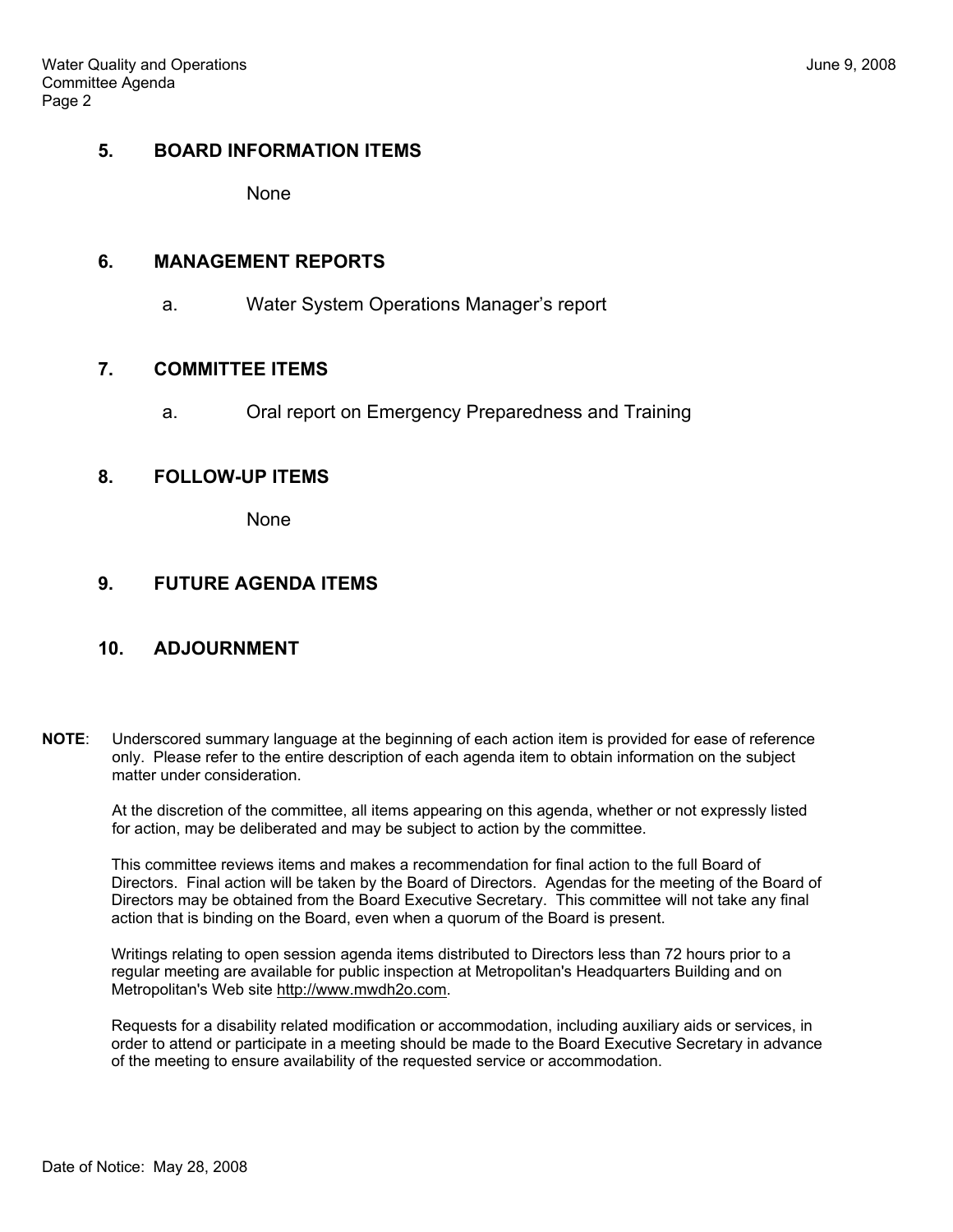## 5. BOARD INFORMATION ITEMS

None

## 6. MANAGEMENT REPORTS

a. Water System Operations Manager's report

## 7. COMMITTEE ITEMS

a. Oral report on Emergency Preparedness and Training

## 8. FOLLOW-UP ITEMS

None

## 9. FUTURE AGENDA ITEMS

## 10. ADJOURNMENT

**NOTE**: Underscored summary language at the beginning of each action item is provided for ease of reference only. Please refer to the entire description of each agenda item to obtain information on the subject matter under consideration.

At the discretion of the committee, all items appearing on this agenda, whether or not expressly listed for action, may be deliberated and may be subject to action by the committee.

This committee reviews items and makes a recommendation for final action to the full Board of Directors. Final action will be taken by the Board of Directors. Agendas for the meeting of the Board of Directors may be obtained from the Board Executive Secretary. This committee will not take any final action that is binding on the Board, even when a quorum of the Board is present.

Writings relating to open session agenda items distributed to Directors less than 72 hours prior to a regular meeting are available for public inspection at Metropolitan's Headquarters Building and on Metropolitan's Web site http://www.mwdh2o.com.

Requests for a disability related modification or accommodation, including auxiliary aids or services, in order to attend or participate in a meeting should be made to the Board Executive Secretary in advance of the meeting to ensure availability of the requested service or accommodation.

Date of Notice: May 28, 2008